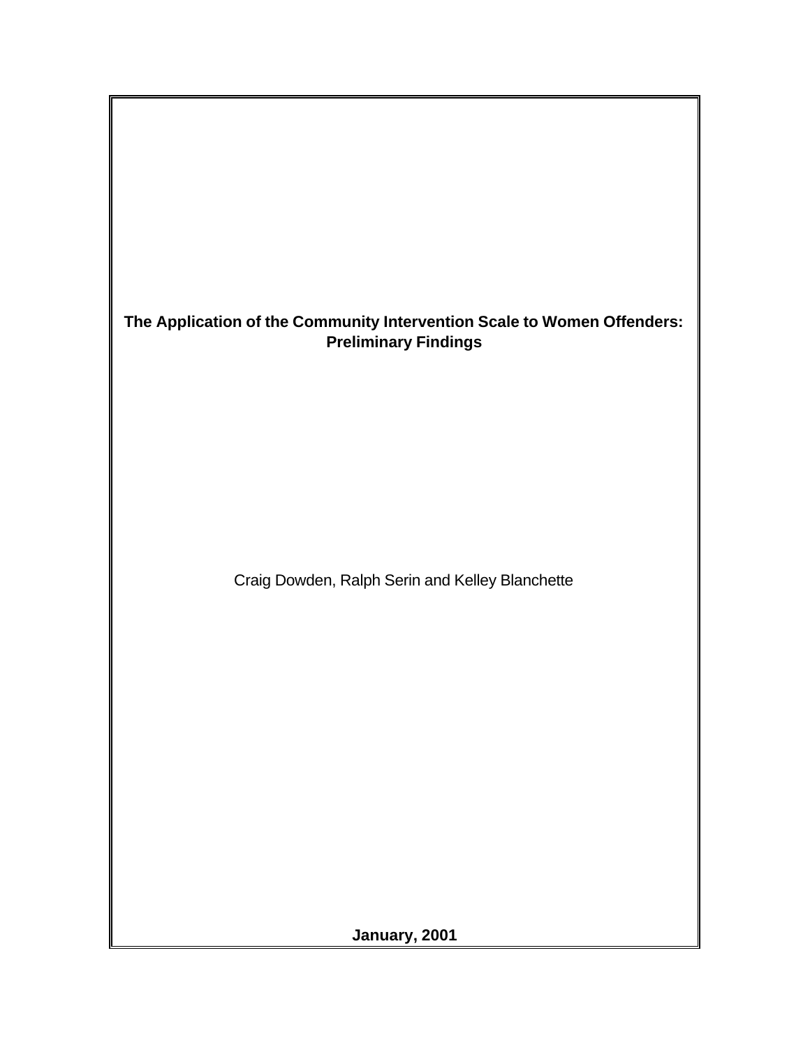# The Application of the Community Intervention Scale to Women Offenders: Preliminary Findings

Craig Dowden, Ralph Serin and Kelley Blanchette

**January, 2001**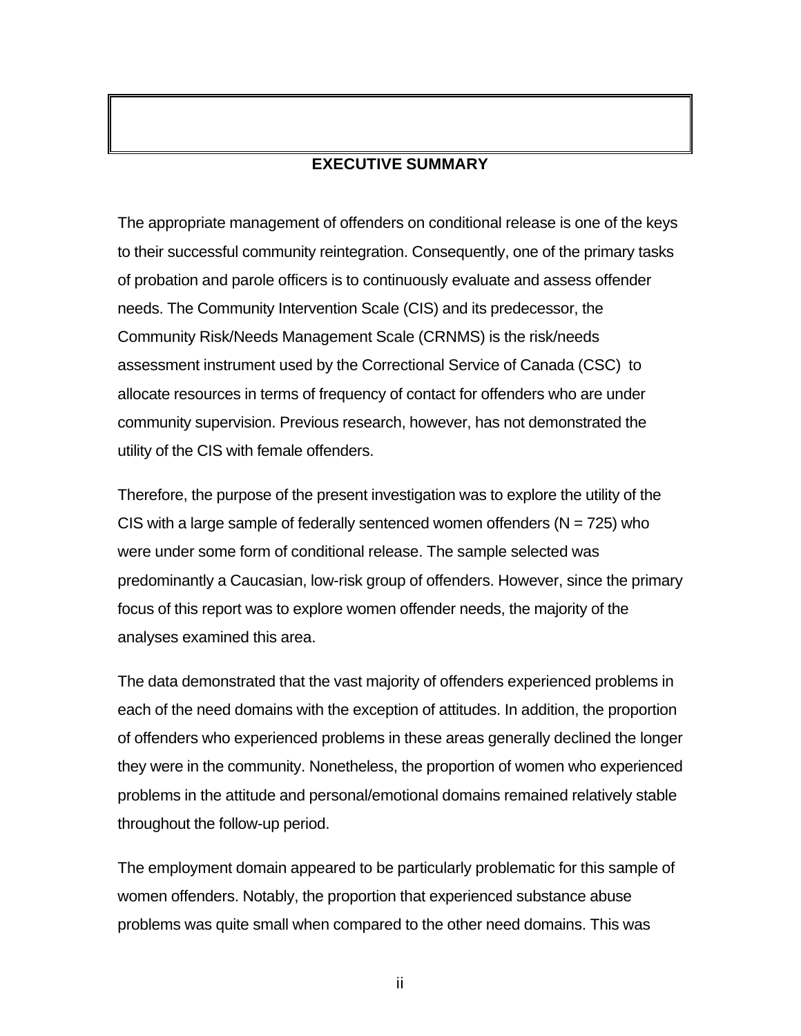## EXECUTIVE SUMMARY

The appropriate management of offenders on conditional release is one of the keys to their successful community reintegration. Consequently, one of the primary tasks of probation and parole officers is to continuously evaluate and assess offender needs. The Community Intervention Scale (CIS) and its predecessor, the Community Risk/Needs Management Scale (CRNMS) is the risk/needs assessment instrument used by the Correctional Service of Canada (CSC) to allocate resources in terms of frequency of contact for offenders who are under community supervision. Previous research, however, has not demonstrated the utility of the CIS with female offenders.

Therefore, the purpose of the present investigation was to explore the utility of the CIS with a large sample of federally sentenced women offenders (N = 725) who were under some form of conditional release. The sample selected was predominantly a Caucasian, low-risk group of offenders. However, since the primary focus of this report was to explore women offender needs, the majority of the analyses examined this area.

The data demonstrated that the vast majority of offenders experienced problems in each of the need domains with the exception of attitudes. In addition, the proportion of offenders who experienced problems in these areas generally declined the longer they were in the community. Nonetheless, the proportion of women who experienced problems in the attitude and personal/emotional domains remained relatively stable throughout the follow-up period.

The employment domain appeared to be particularly problematic for this sample of women offenders. Notably, the proportion that experienced substance abuse problems was quite small when compared to the other need domains. This was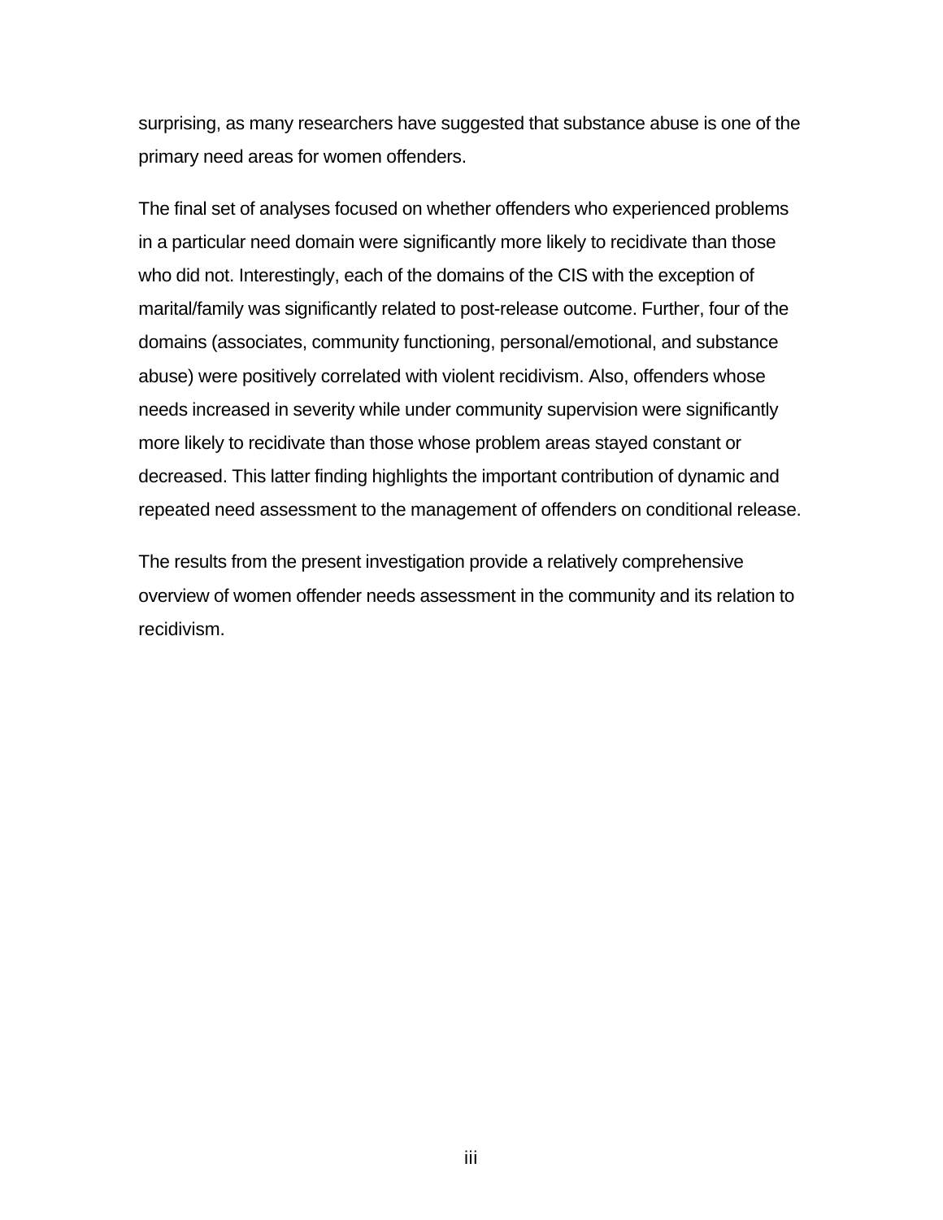surprising, as many researchers have suggested that substance abuse is one of the primary need areas for women offenders.

The final set of analyses focused on whether offenders who experienced problems in a particular need domain were significantly more likely to recidivate than those who did not. Interestingly, each of the domains of the CIS with the exception of marital/family was significantly related to post-release outcome. Further, four of the domains (associates, community functioning, personal/emotional, and substance abuse) were positively correlated with violent recidivism. Also, offenders whose needs increased in severity while under community supervision were significantly more likely to recidivate than those whose problem areas stayed constant or decreased. This latter finding highlights the important contribution of dynamic and repeated need assessment to the management of offenders on conditional release.

The results from the present investigation provide a relatively comprehensive overview of women offender needs assessment in the community and its relation to recidivism.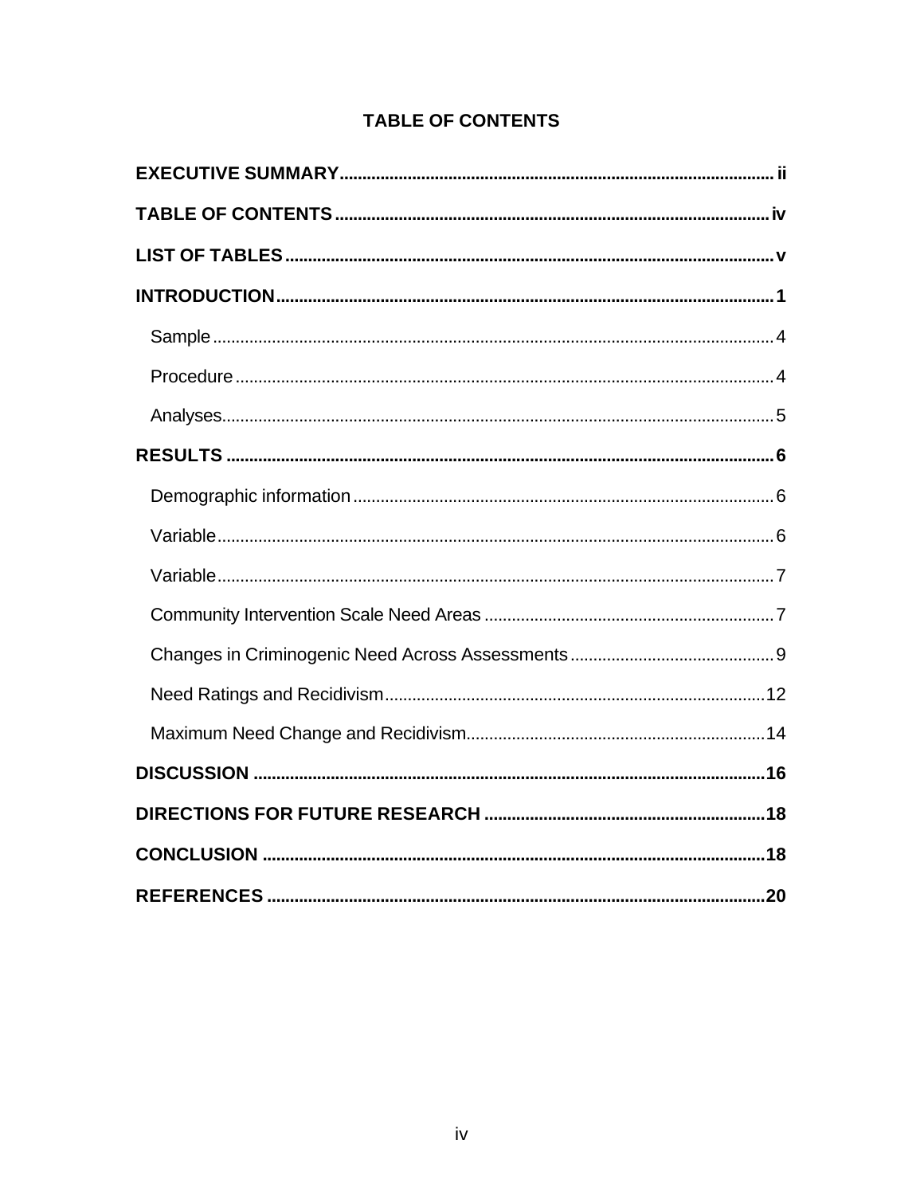# TABLE OF CONTENTS

**EXECUTIVE SUMMARY** ..... ii

**TABLE OF CONTENTS** ..... iv

**LIST OF TABLES** ..... v

**INTRODUCTION** ..... 1

- Sample ..... 4
- Procedure ..... 4
- Analyses ..... 5

**RESULTS** ..... 6

- Demographic information ..... 6
- Variable ..... 6
- Variable ..... 7
- Community Intervention Scale Need Areas ..... 7
- Changes in Criminogenic Need Across Assessments ..... 9
- Need Ratings and Recidivism ..... 12
- Maximum Need Change and Recidivism ..... 14

**DISCUSSION** ..... 16

**DIRECTIONS FOR FUTURE RESEARCH** ..... 18

**CONCLUSION** ..... 18

**REFERENCES** ..... 20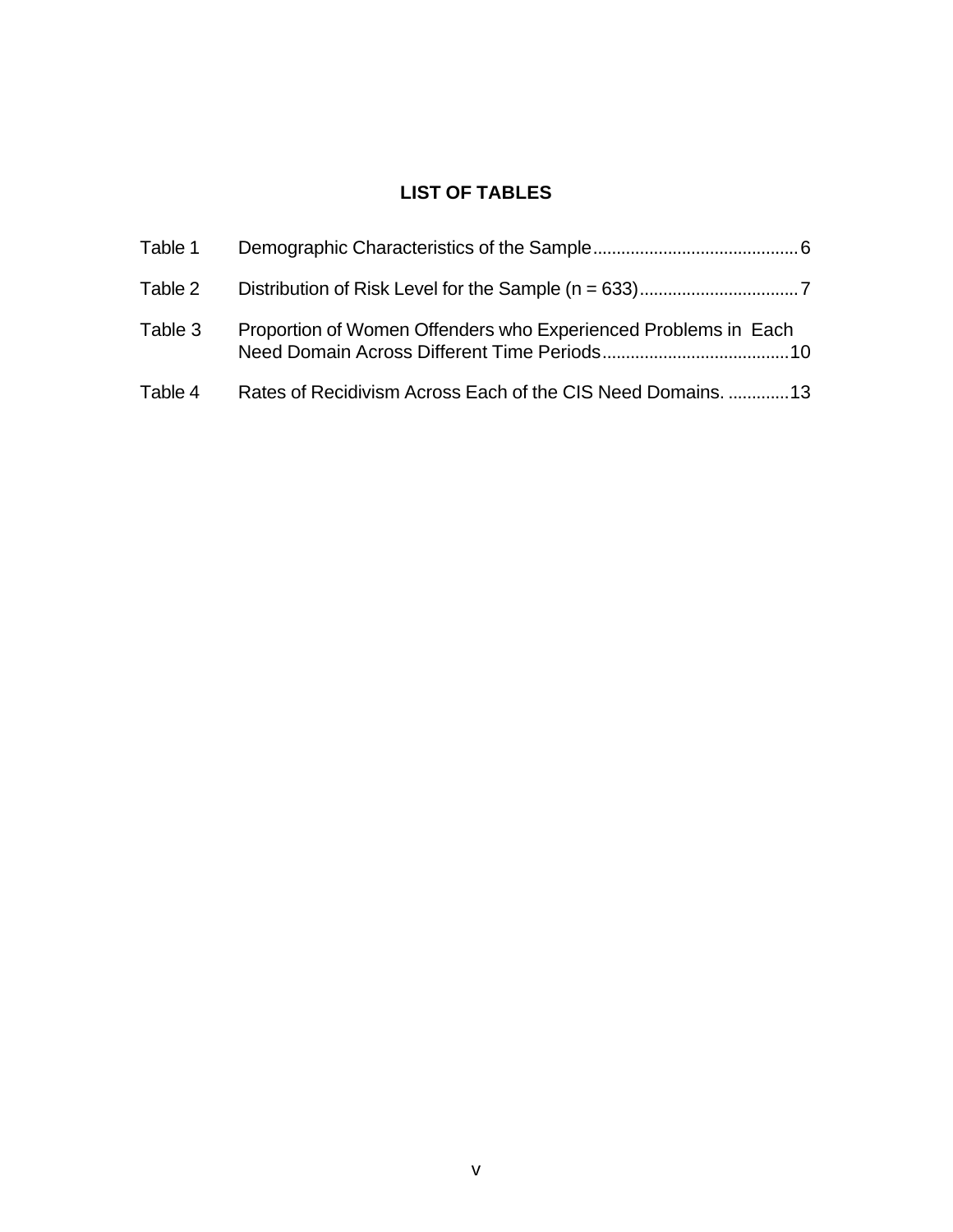## LIST OF TABLES

| | | |
|---|---|---|
| Table 1 | Demographic Characteristics of the Sample | 6 |
| Table 2 | Distribution of Risk Level for the Sample (n = 633) | 7 |
| Table 3 | Proportion of Women Offenders who Experienced Problems in Each Need Domain Across Different Time Periods | 10 |
| Table 4 | Rates of Recidivism Across Each of the CIS Need Domains. | 13 |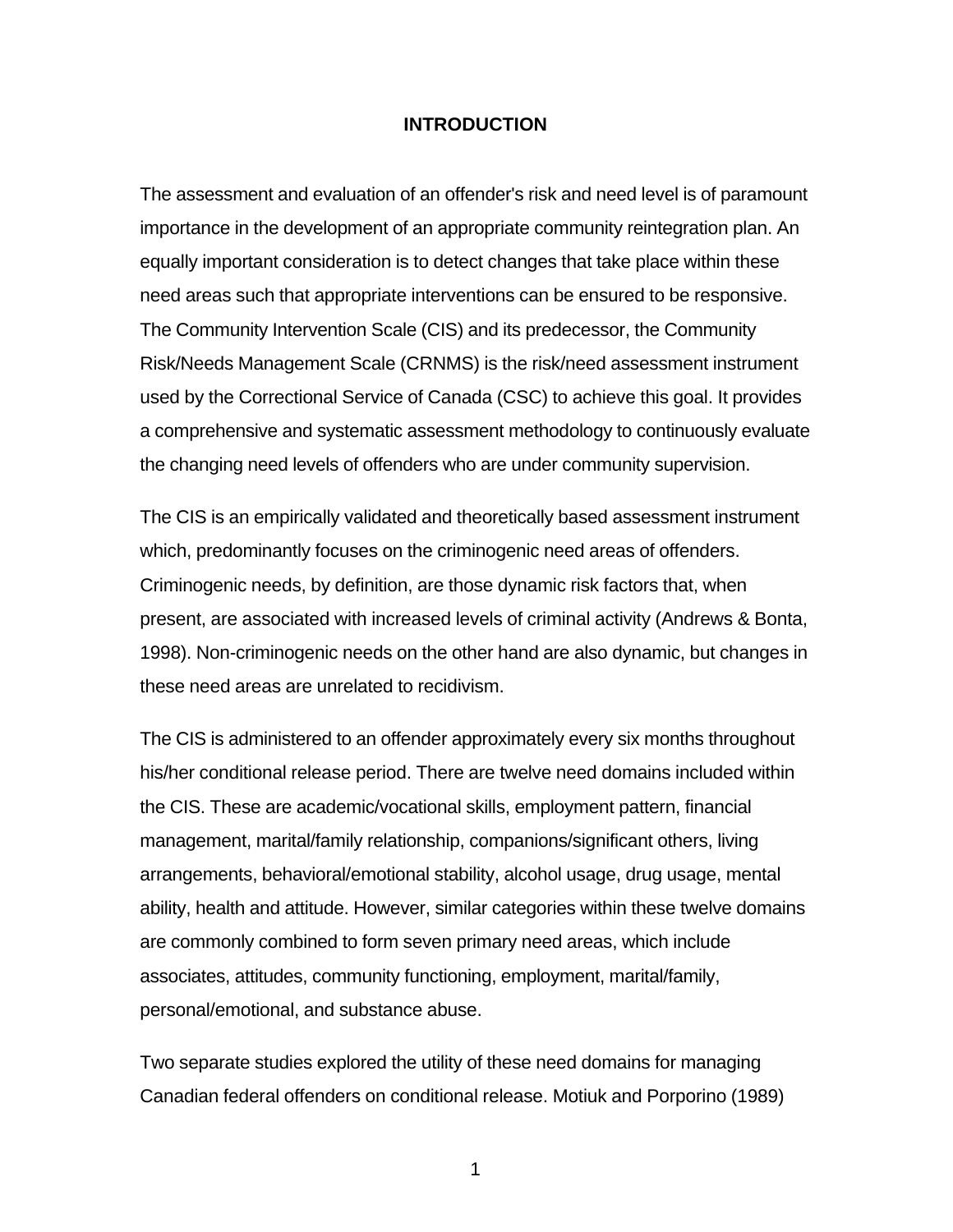# INTRODUCTION

The assessment and evaluation of an offender's risk and need level is of paramount importance in the development of an appropriate community reintegration plan. An equally important consideration is to detect changes that take place within these need areas such that appropriate interventions can be ensured to be responsive. The Community Intervention Scale (CIS) and its predecessor, the Community Risk/Needs Management Scale (CRNMS) is the risk/need assessment instrument used by the Correctional Service of Canada (CSC) to achieve this goal. It provides a comprehensive and systematic assessment methodology to continuously evaluate the changing need levels of offenders who are under community supervision.

The CIS is an empirically validated and theoretically based assessment instrument which, predominantly focuses on the criminogenic need areas of offenders. Criminogenic needs, by definition, are those dynamic risk factors that, when present, are associated with increased levels of criminal activity (Andrews & Bonta, 1998). Non-criminogenic needs on the other hand are also dynamic, but changes in these need areas are unrelated to recidivism.

The CIS is administered to an offender approximately every six months throughout his/her conditional release period. There are twelve need domains included within the CIS. These are academic/vocational skills, employment pattern, financial management, marital/family relationship, companions/significant others, living arrangements, behavioral/emotional stability, alcohol usage, drug usage, mental ability, health and attitude. However, similar categories within these twelve domains are commonly combined to form seven primary need areas, which include associates, attitudes, community functioning, employment, marital/family, personal/emotional, and substance abuse.

Two separate studies explored the utility of these need domains for managing Canadian federal offenders on conditional release. Motiuk and Porporino (1989)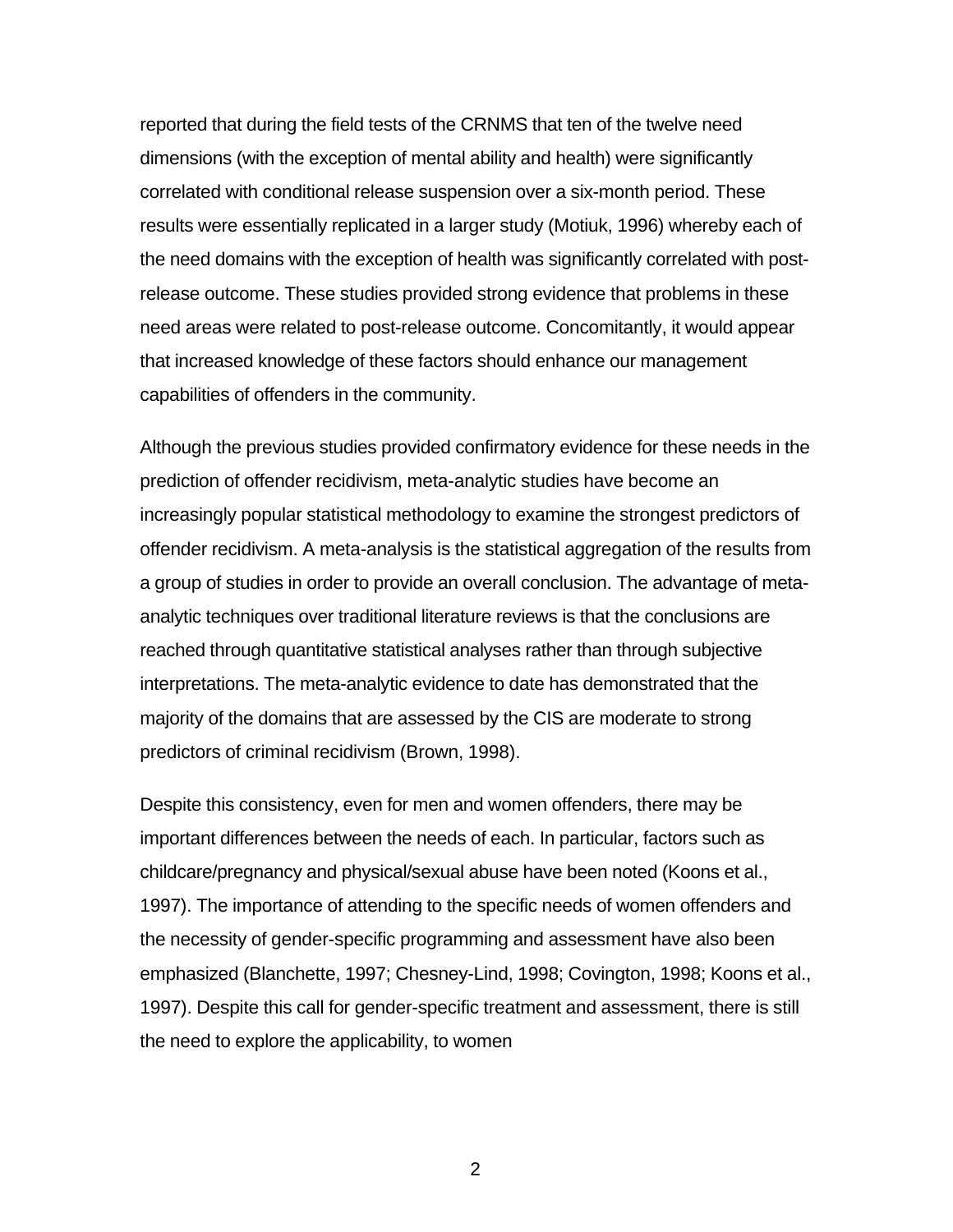reported that during the field tests of the CRNMS that ten of the twelve need dimensions (with the exception of mental ability and health) were significantly correlated with conditional release suspension over a six-month period. These results were essentially replicated in a larger study (Motiuk, 1996) whereby each of the need domains with the exception of health was significantly correlated with post-release outcome. These studies provided strong evidence that problems in these need areas were related to post-release outcome. Concomitantly, it would appear that increased knowledge of these factors should enhance our management capabilities of offenders in the community.

Although the previous studies provided confirmatory evidence for these needs in the prediction of offender recidivism, meta-analytic studies have become an increasingly popular statistical methodology to examine the strongest predictors of offender recidivism. A meta-analysis is the statistical aggregation of the results from a group of studies in order to provide an overall conclusion. The advantage of meta-analytic techniques over traditional literature reviews is that the conclusions are reached through quantitative statistical analyses rather than through subjective interpretations. The meta-analytic evidence to date has demonstrated that the majority of the domains that are assessed by the CIS are moderate to strong predictors of criminal recidivism (Brown, 1998).

Despite this consistency, even for men and women offenders, there may be important differences between the needs of each. In particular, factors such as childcare/pregnancy and physical/sexual abuse have been noted (Koons et al., 1997). The importance of attending to the specific needs of women offenders and the necessity of gender-specific programming and assessment have also been emphasized (Blanchette, 1997; Chesney-Lind, 1998; Covington, 1998; Koons et al., 1997). Despite this call for gender-specific treatment and assessment, there is still the need to explore the applicability, to women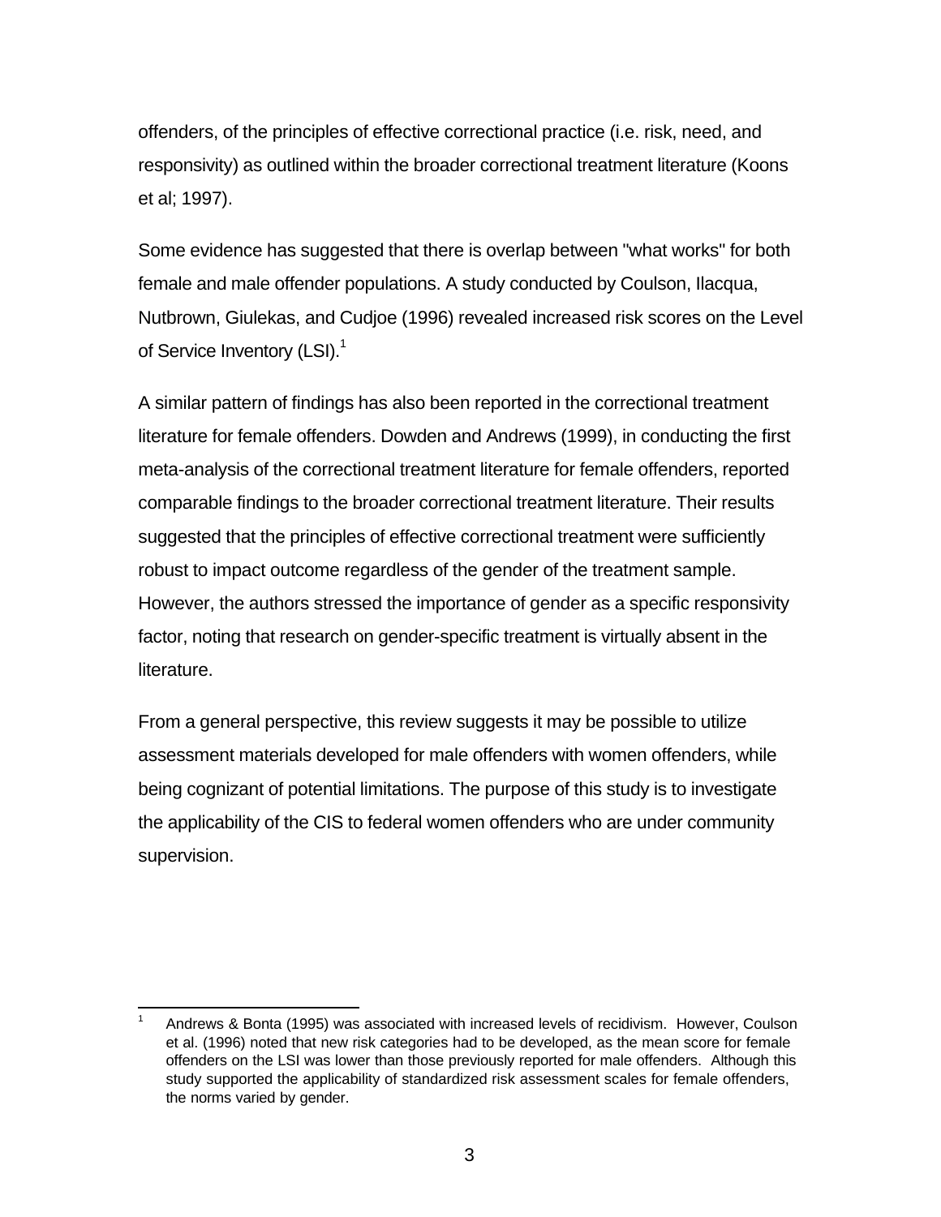offenders, of the principles of effective correctional practice (i.e. risk, need, and responsivity) as outlined within the broader correctional treatment literature (Koons et al; 1997).

Some evidence has suggested that there is overlap between "what works" for both female and male offender populations. A study conducted by Coulson, Ilacqua, Nutbrown, Giulekas, and Cudjoe (1996) revealed increased risk scores on the Level of Service Inventory (LSI).[1]

A similar pattern of findings has also been reported in the correctional treatment literature for female offenders. Dowden and Andrews (1999), in conducting the first meta-analysis of the correctional treatment literature for female offenders, reported comparable findings to the broader correctional treatment literature. Their results suggested that the principles of effective correctional treatment were sufficiently robust to impact outcome regardless of the gender of the treatment sample. However, the authors stressed the importance of gender as a specific responsivity factor, noting that research on gender-specific treatment is virtually absent in the literature.

From a general perspective, this review suggests it may be possible to utilize assessment materials developed for male offenders with women offenders, while being cognizant of potential limitations. The purpose of this study is to investigate the applicability of the CIS to federal women offenders who are under community supervision.

---

[1] Andrews & Bonta (1995) was associated with increased levels of recidivism. However, Coulson et al. (1996) noted that new risk categories had to be developed, as the mean score for female offenders on the LSI was lower than those previously reported for male offenders. Although this study supported the applicability of standardized risk assessment scales for female offenders, the norms varied by gender.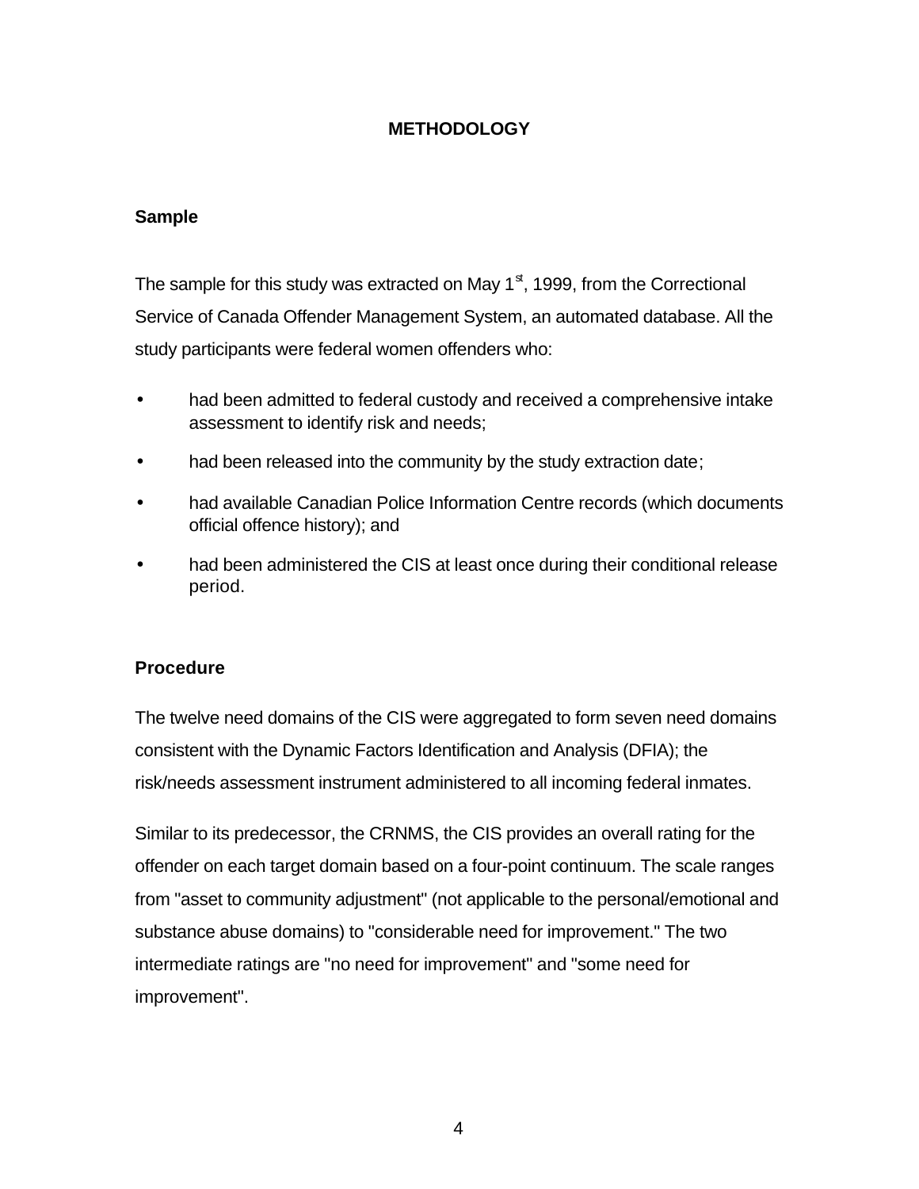# METHODOLOGY

## Sample

The sample for this study was extracted on May 1st, 1999, from the Correctional Service of Canada Offender Management System, an automated database. All the study participants were federal women offenders who:

- had been admitted to federal custody and received a comprehensive intake assessment to identify risk and needs;
- had been released into the community by the study extraction date;
- had available Canadian Police Information Centre records (which documents official offence history); and
- had been administered the CIS at least once during their conditional release period.

## Procedure

The twelve need domains of the CIS were aggregated to form seven need domains consistent with the Dynamic Factors Identification and Analysis (DFIA); the risk/needs assessment instrument administered to all incoming federal inmates.

Similar to its predecessor, the CRNMS, the CIS provides an overall rating for the offender on each target domain based on a four-point continuum. The scale ranges from "asset to community adjustment" (not applicable to the personal/emotional and substance abuse domains) to "considerable need for improvement." The two intermediate ratings are "no need for improvement" and "some need for improvement".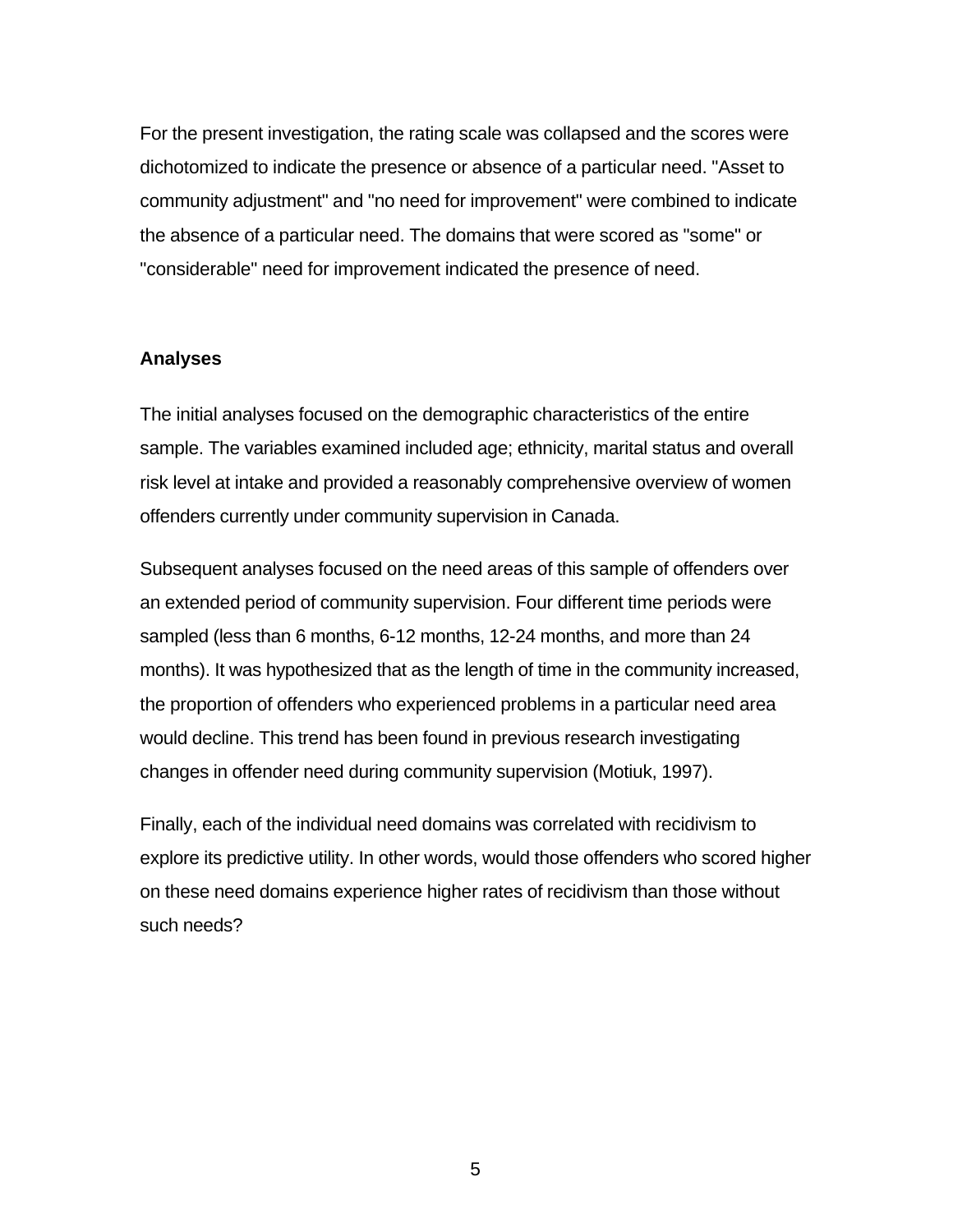For the present investigation, the rating scale was collapsed and the scores were dichotomized to indicate the presence or absence of a particular need. "Asset to community adjustment" and "no need for improvement" were combined to indicate the absence of a particular need. The domains that were scored as "some" or "considerable" need for improvement indicated the presence of need.

### Analyses

The initial analyses focused on the demographic characteristics of the entire sample. The variables examined included age; ethnicity, marital status and overall risk level at intake and provided a reasonably comprehensive overview of women offenders currently under community supervision in Canada.

Subsequent analyses focused on the need areas of this sample of offenders over an extended period of community supervision. Four different time periods were sampled (less than 6 months, 6-12 months, 12-24 months, and more than 24 months). It was hypothesized that as the length of time in the community increased, the proportion of offenders who experienced problems in a particular need area would decline. This trend has been found in previous research investigating changes in offender need during community supervision (Motiuk, 1997).

Finally, each of the individual need domains was correlated with recidivism to explore its predictive utility. In other words, would those offenders who scored higher on these need domains experience higher rates of recidivism than those without such needs?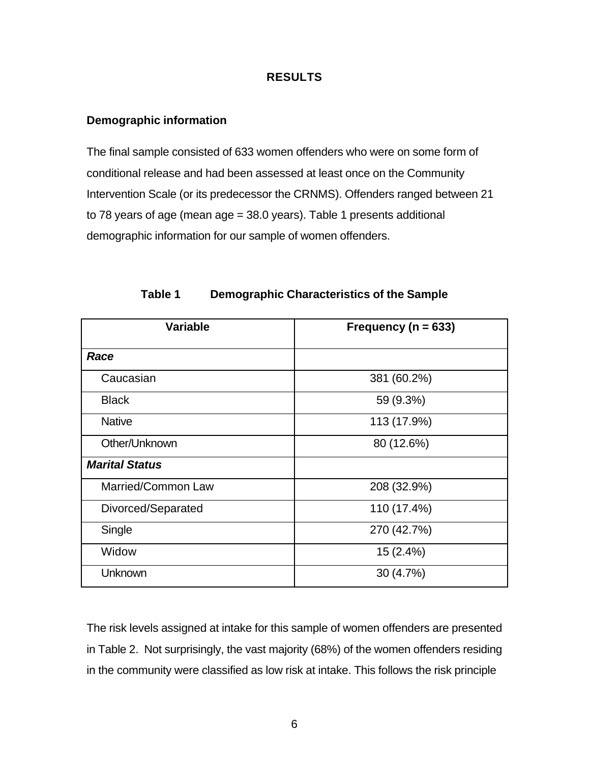## RESULTS

### Demographic information

The final sample consisted of 633 women offenders who were on some form of conditional release and had been assessed at least once on the Community Intervention Scale (or its predecessor the CRNMS). Offenders ranged between 21 to 78 years of age (mean age = 38.0 years). Table 1 presents additional demographic information for our sample of women offenders.

**Table 1 Demographic Characteristics of the Sample**

| Variable | Frequency (n = 633) |
|---|---|
| ***Race*** | |
| Caucasian | 381 (60.2%) |
| Black | 59 (9.3%) |
| Native | 113 (17.9%) |
| Other/Unknown | 80 (12.6%) |
| ***Marital Status*** | |
| Married/Common Law | 208 (32.9%) |
| Divorced/Separated | 110 (17.4%) |
| Single | 270 (42.7%) |
| Widow | 15 (2.4%) |
| Unknown | 30 (4.7%) |

The risk levels assigned at intake for this sample of women offenders are presented in Table 2. Not surprisingly, the vast majority (68%) of the women offenders residing in the community were classified as low risk at intake. This follows the risk principle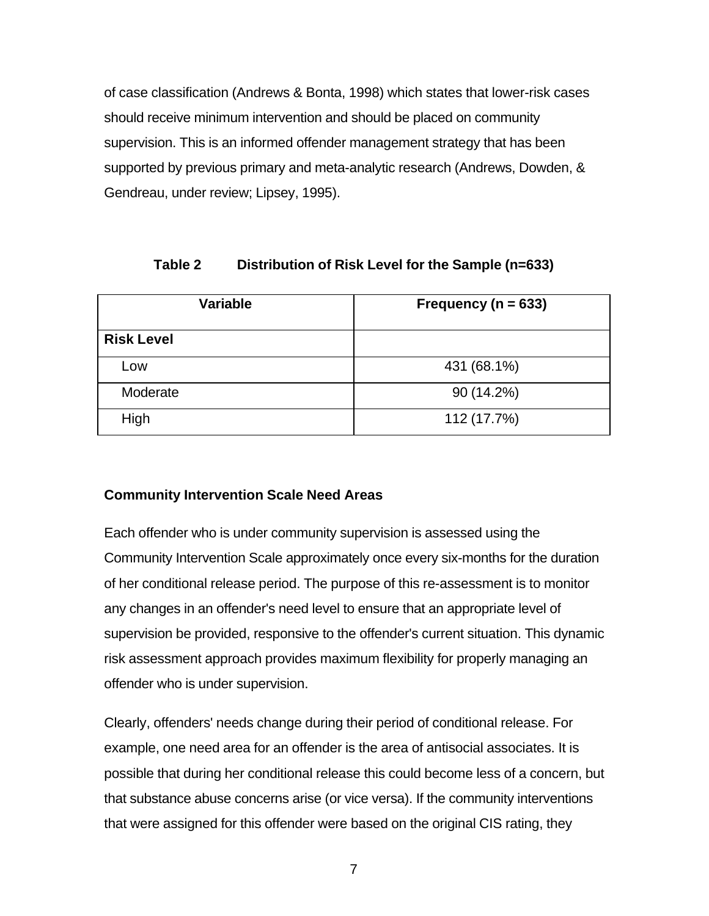of case classification (Andrews & Bonta, 1998) which states that lower-risk cases should receive minimum intervention and should be placed on community supervision. This is an informed offender management strategy that has been supported by previous primary and meta-analytic research (Andrews, Dowden, & Gendreau, under review; Lipsey, 1995).

**Table 2 Distribution of Risk Level for the Sample (n=633)**

| Variable | Frequency (n = 633) |
|---|---|
| **Risk Level** | |
| Low | 431 (68.1%) |
| Moderate | 90 (14.2%) |
| High | 112 (17.7%) |

### Community Intervention Scale Need Areas

Each offender who is under community supervision is assessed using the Community Intervention Scale approximately once every six-months for the duration of her conditional release period. The purpose of this re-assessment is to monitor any changes in an offender's need level to ensure that an appropriate level of supervision be provided, responsive to the offender's current situation. This dynamic risk assessment approach provides maximum flexibility for properly managing an offender who is under supervision.

Clearly, offenders' needs change during their period of conditional release. For example, one need area for an offender is the area of antisocial associates. It is possible that during her conditional release this could become less of a concern, but that substance abuse concerns arise (or vice versa). If the community interventions that were assigned for this offender were based on the original CIS rating, they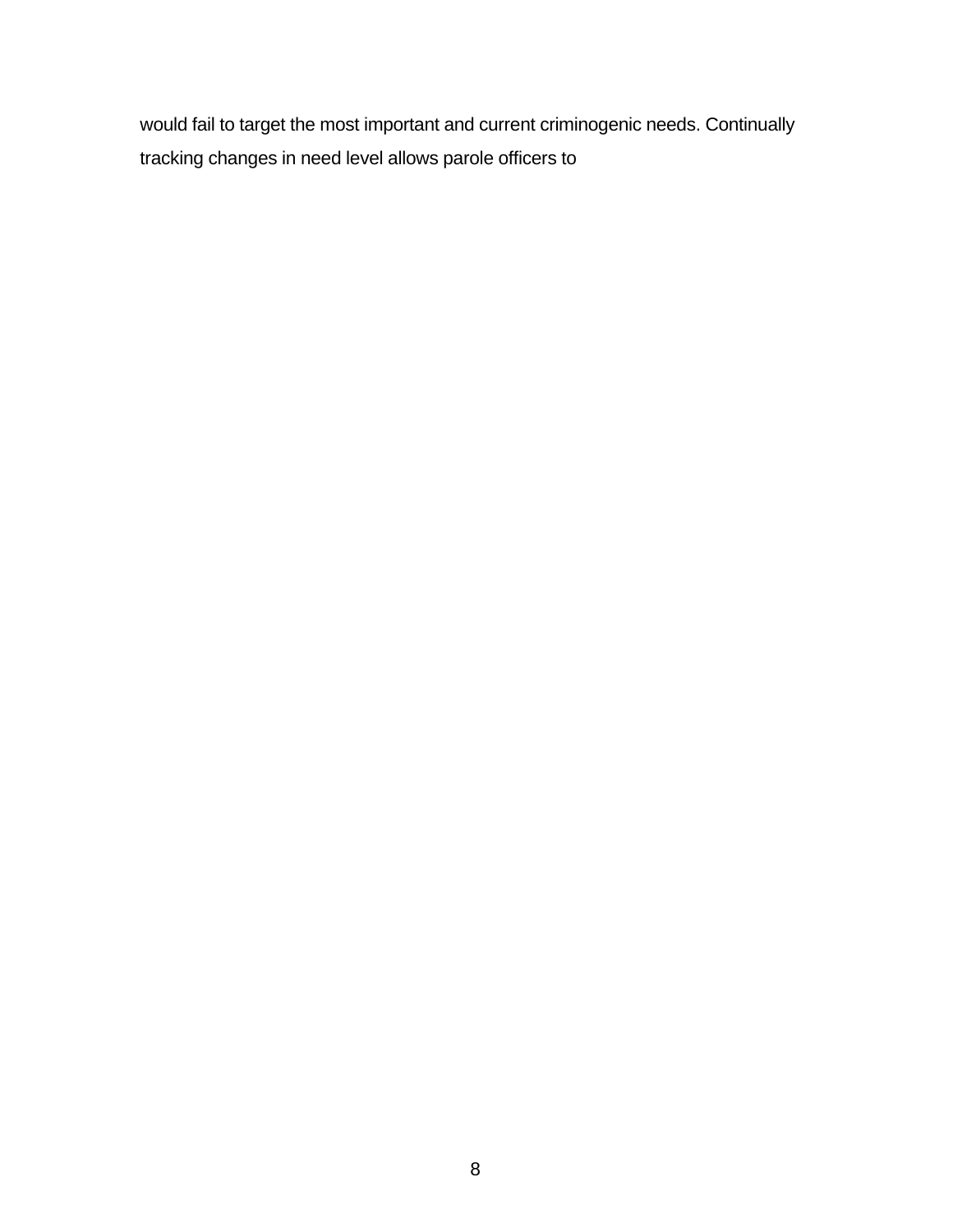would fail to target the most important and current criminogenic needs. Continually tracking changes in need level allows parole officers to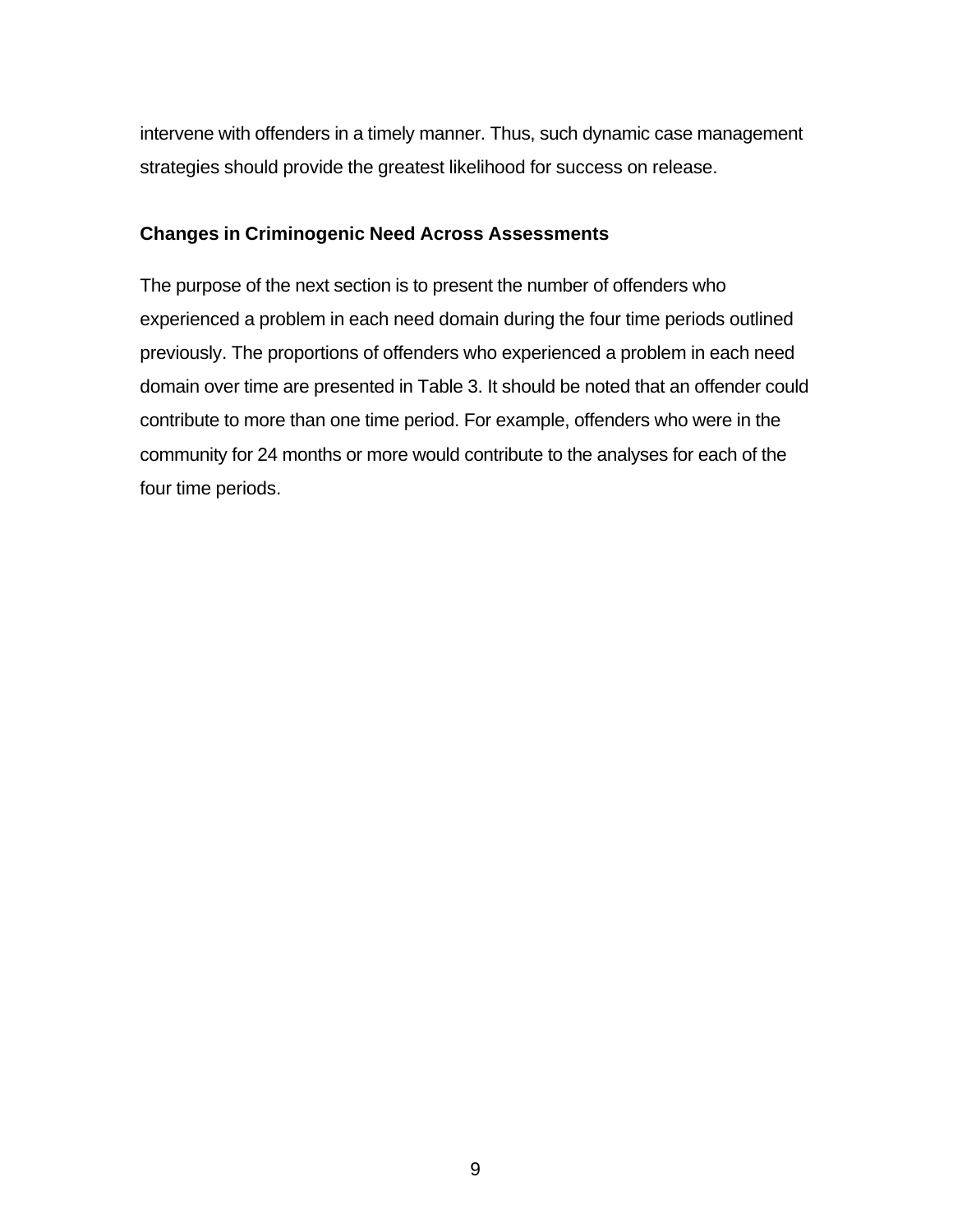intervene with offenders in a timely manner. Thus, such dynamic case management strategies should provide the greatest likelihood for success on release.

### Changes in Criminogenic Need Across Assessments

The purpose of the next section is to present the number of offenders who experienced a problem in each need domain during the four time periods outlined previously. The proportions of offenders who experienced a problem in each need domain over time are presented in Table 3. It should be noted that an offender could contribute to more than one time period. For example, offenders who were in the community for 24 months or more would contribute to the analyses for each of the four time periods.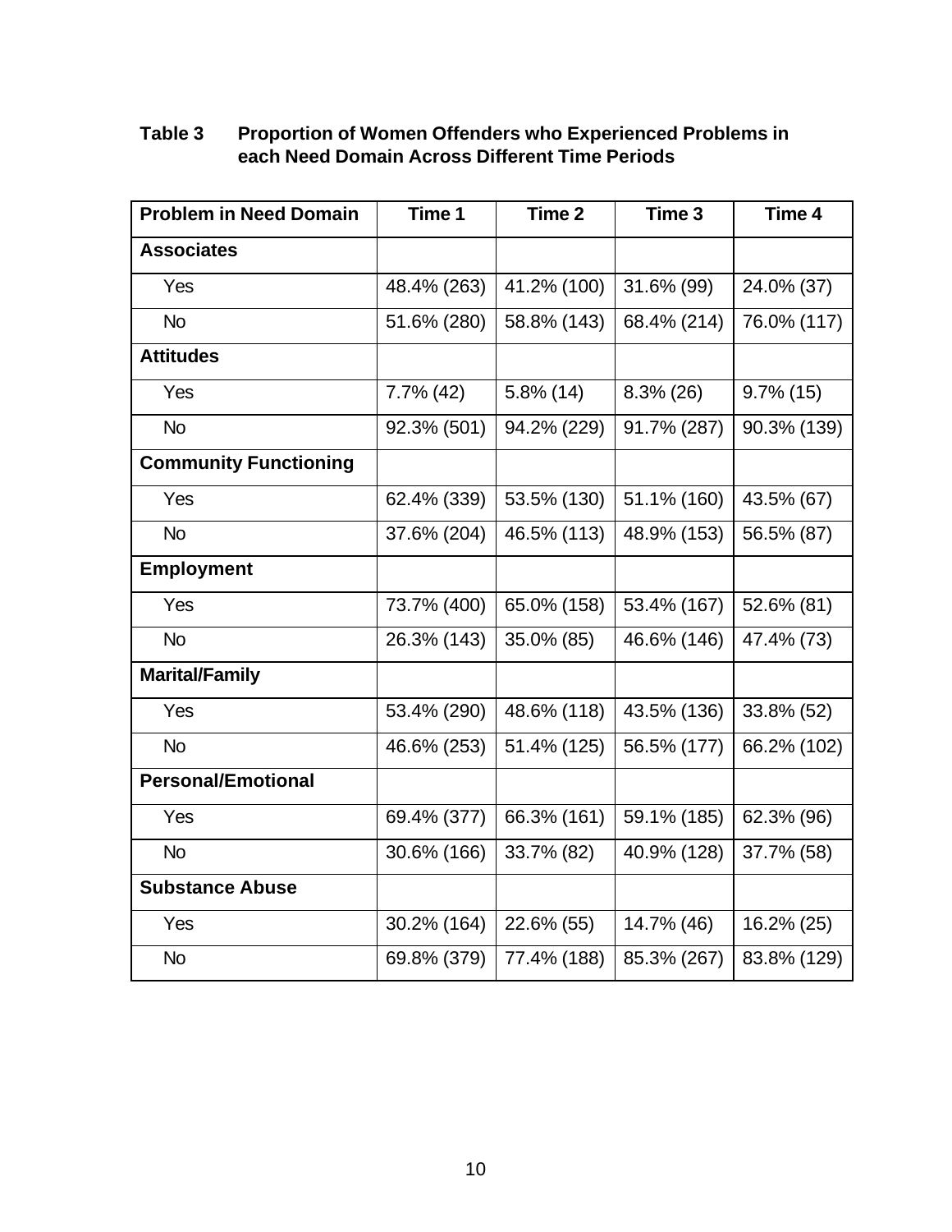**Table 3 Proportion of Women Offenders who Experienced Problems in each Need Domain Across Different Time Periods**

| Problem in Need Domain | Time 1 | Time 2 | Time 3 | Time 4 |
|---|---|---|---|---|
| **Associates** | | | | |
| Yes | 48.4% (263) | 41.2% (100) | 31.6% (99) | 24.0% (37) |
| No | 51.6% (280) | 58.8% (143) | 68.4% (214) | 76.0% (117) |
| **Attitudes** | | | | |
| Yes | 7.7% (42) | 5.8% (14) | 8.3% (26) | 9.7% (15) |
| No | 92.3% (501) | 94.2% (229) | 91.7% (287) | 90.3% (139) |
| **Community Functioning** | | | | |
| Yes | 62.4% (339) | 53.5% (130) | 51.1% (160) | 43.5% (67) |
| No | 37.6% (204) | 46.5% (113) | 48.9% (153) | 56.5% (87) |
| **Employment** | | | | |
| Yes | 73.7% (400) | 65.0% (158) | 53.4% (167) | 52.6% (81) |
| No | 26.3% (143) | 35.0% (85) | 46.6% (146) | 47.4% (73) |
| **Marital/Family** | | | | |
| Yes | 53.4% (290) | 48.6% (118) | 43.5% (136) | 33.8% (52) |
| No | 46.6% (253) | 51.4% (125) | 56.5% (177) | 66.2% (102) |
| **Personal/Emotional** | | | | |
| Yes | 69.4% (377) | 66.3% (161) | 59.1% (185) | 62.3% (96) |
| No | 30.6% (166) | 33.7% (82) | 40.9% (128) | 37.7% (58) |
| **Substance Abuse** | | | | |
| Yes | 30.2% (164) | 22.6% (55) | 14.7% (46) | 16.2% (25) |
| No | 69.8% (379) | 77.4% (188) | 85.3% (267) | 83.8% (129) |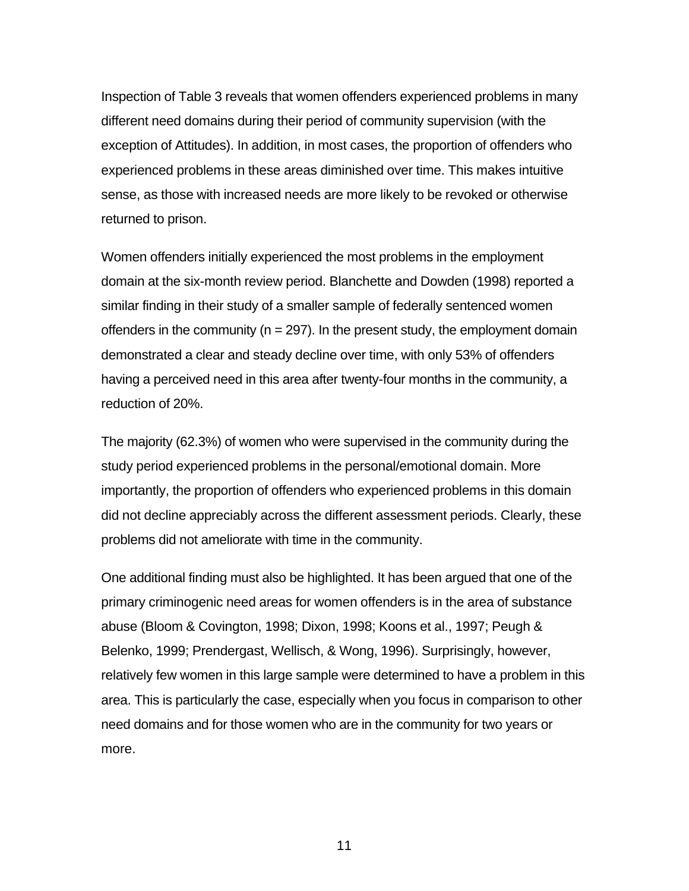Inspection of Table 3 reveals that women offenders experienced problems in many different need domains during their period of community supervision (with the exception of Attitudes). In addition, in most cases, the proportion of offenders who experienced problems in these areas diminished over time. This makes intuitive sense, as those with increased needs are more likely to be revoked or otherwise returned to prison.

Women offenders initially experienced the most problems in the employment domain at the six-month review period. Blanchette and Dowden (1998) reported a similar finding in their study of a smaller sample of federally sentenced women offenders in the community (n = 297). In the present study, the employment domain demonstrated a clear and steady decline over time, with only 53% of offenders having a perceived need in this area after twenty-four months in the community, a reduction of 20%.

The majority (62.3%) of women who were supervised in the community during the study period experienced problems in the personal/emotional domain. More importantly, the proportion of offenders who experienced problems in this domain did not decline appreciably across the different assessment periods. Clearly, these problems did not ameliorate with time in the community.

One additional finding must also be highlighted. It has been argued that one of the primary criminogenic need areas for women offenders is in the area of substance abuse (Bloom & Covington, 1998; Dixon, 1998; Koons et al., 1997; Peugh & Belenko, 1999; Prendergast, Wellisch, & Wong, 1996). Surprisingly, however, relatively few women in this large sample were determined to have a problem in this area. This is particularly the case, especially when you focus in comparison to other need domains and for those women who are in the community for two years or more.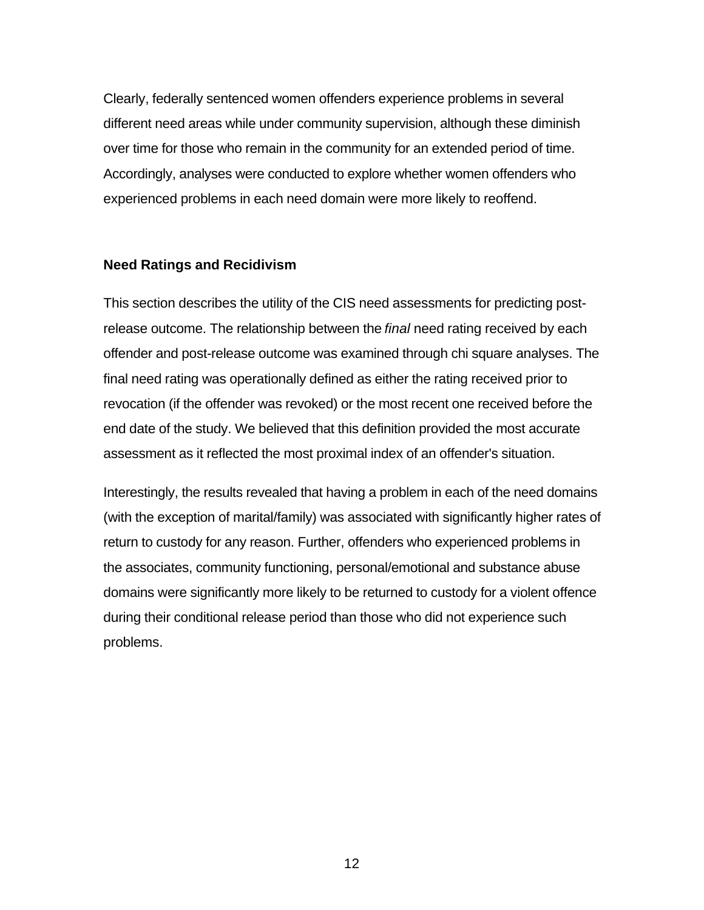Clearly, federally sentenced women offenders experience problems in several different need areas while under community supervision, although these diminish over time for those who remain in the community for an extended period of time. Accordingly, analyses were conducted to explore whether women offenders who experienced problems in each need domain were more likely to reoffend.

### Need Ratings and Recidivism

This section describes the utility of the CIS need assessments for predicting post-release outcome. The relationship between the *final* need rating received by each offender and post-release outcome was examined through chi square analyses. The final need rating was operationally defined as either the rating received prior to revocation (if the offender was revoked) or the most recent one received before the end date of the study. We believed that this definition provided the most accurate assessment as it reflected the most proximal index of an offender's situation.

Interestingly, the results revealed that having a problem in each of the need domains (with the exception of marital/family) was associated with significantly higher rates of return to custody for any reason. Further, offenders who experienced problems in the associates, community functioning, personal/emotional and substance abuse domains were significantly more likely to be returned to custody for a violent offence during their conditional release period than those who did not experience such problems.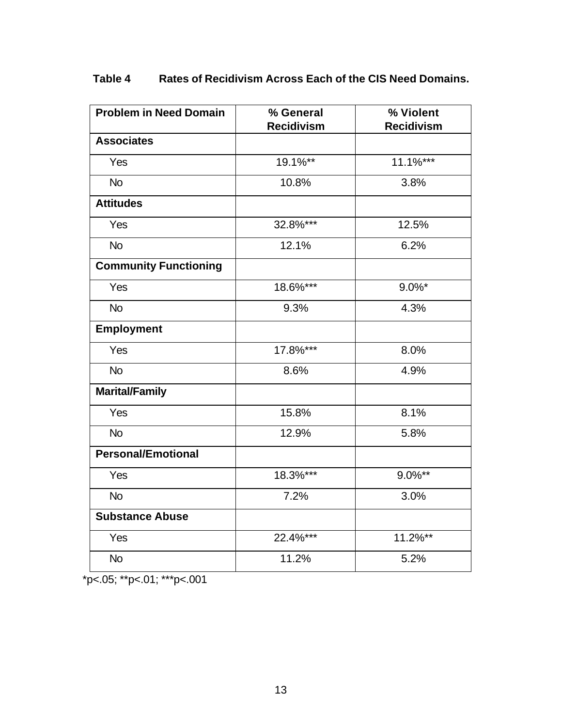**Table 4 Rates of Recidivism Across Each of the CIS Need Domains.**

| Problem in Need Domain | % General Recidivism | % Violent Recidivism |
|---|---|---|
| **Associates** | | |
| Yes | 19.1%** | 11.1%*** |
| No | 10.8% | 3.8% |
| **Attitudes** | | |
| Yes | 32.8%*** | 12.5% |
| No | 12.1% | 6.2% |
| **Community Functioning** | | |
| Yes | 18.6%*** | 9.0%* |
| No | 9.3% | 4.3% |
| **Employment** | | |
| Yes | 17.8%*** | 8.0% |
| No | 8.6% | 4.9% |
| **Marital/Family** | | |
| Yes | 15.8% | 8.1% |
| No | 12.9% | 5.8% |
| **Personal/Emotional** | | |
| Yes | 18.3%*** | 9.0%** |
| No | 7.2% | 3.0% |
| **Substance Abuse** | | |
| Yes | 22.4%*** | 11.2%** |
| No | 11.2% | 5.2% |

*p<.05; **p<.01; ***p<.001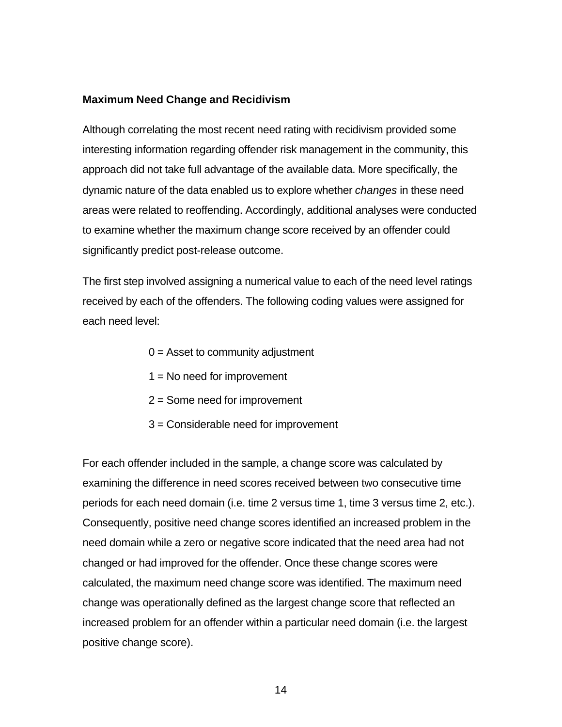### Maximum Need Change and Recidivism

Although correlating the most recent need rating with recidivism provided some interesting information regarding offender risk management in the community, this approach did not take full advantage of the available data. More specifically, the dynamic nature of the data enabled us to explore whether *changes* in these need areas were related to reoffending. Accordingly, additional analyses were conducted to examine whether the maximum change score received by an offender could significantly predict post-release outcome.

The first step involved assigning a numerical value to each of the need level ratings received by each of the offenders. The following coding values were assigned for each need level:

0 = Asset to community adjustment

1 = No need for improvement

2 = Some need for improvement

3 = Considerable need for improvement

For each offender included in the sample, a change score was calculated by examining the difference in need scores received between two consecutive time periods for each need domain (i.e. time 2 versus time 1, time 3 versus time 2, etc.). Consequently, positive need change scores identified an increased problem in the need domain while a zero or negative score indicated that the need area had not changed or had improved for the offender. Once these change scores were calculated, the maximum need change score was identified. The maximum need change was operationally defined as the largest change score that reflected an increased problem for an offender within a particular need domain (i.e. the largest positive change score).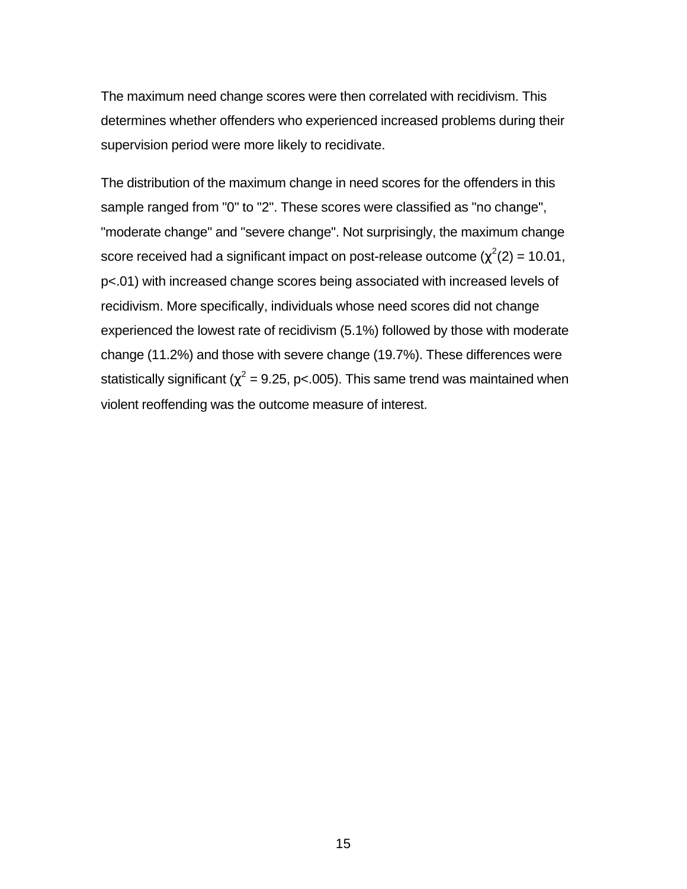The maximum need change scores were then correlated with recidivism. This determines whether offenders who experienced increased problems during their supervision period were more likely to recidivate.

The distribution of the maximum change in need scores for the offenders in this sample ranged from "0" to "2". These scores were classified as "no change", "moderate change" and "severe change". Not surprisingly, the maximum change score received had a significant impact on post-release outcome ($\chi^2(2) = 10.01$, $p<.01$) with increased change scores being associated with increased levels of recidivism. More specifically, individuals whose need scores did not change experienced the lowest rate of recidivism (5.1%) followed by those with moderate change (11.2%) and those with severe change (19.7%). These differences were statistically significant ($\chi^2 = 9.25$, $p<.005$). This same trend was maintained when violent reoffending was the outcome measure of interest.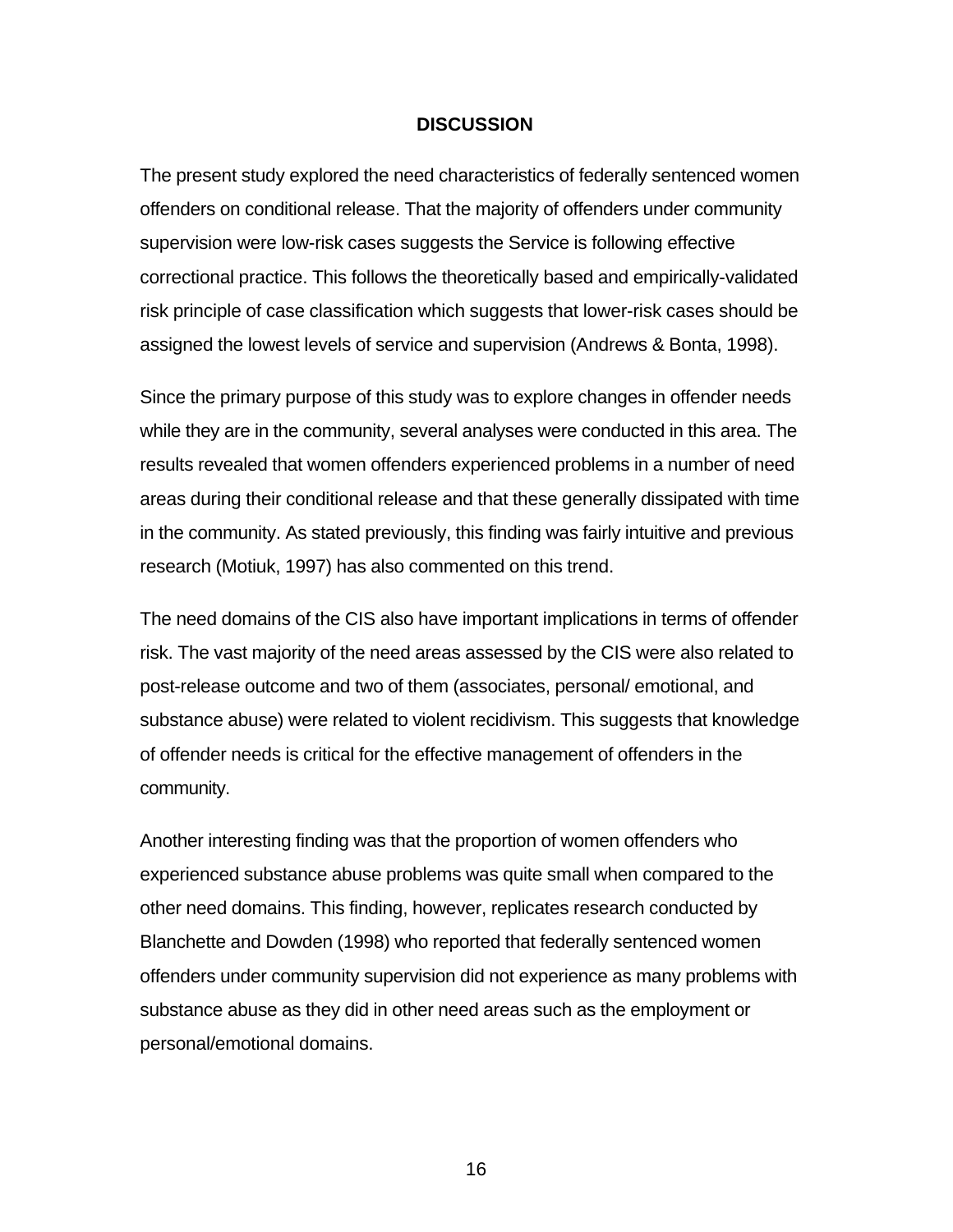# DISCUSSION

The present study explored the need characteristics of federally sentenced women offenders on conditional release. That the majority of offenders under community supervision were low-risk cases suggests the Service is following effective correctional practice. This follows the theoretically based and empirically-validated risk principle of case classification which suggests that lower-risk cases should be assigned the lowest levels of service and supervision (Andrews & Bonta, 1998).

Since the primary purpose of this study was to explore changes in offender needs while they are in the community, several analyses were conducted in this area. The results revealed that women offenders experienced problems in a number of need areas during their conditional release and that these generally dissipated with time in the community. As stated previously, this finding was fairly intuitive and previous research (Motiuk, 1997) has also commented on this trend.

The need domains of the CIS also have important implications in terms of offender risk. The vast majority of the need areas assessed by the CIS were also related to post-release outcome and two of them (associates, personal/ emotional, and substance abuse) were related to violent recidivism. This suggests that knowledge of offender needs is critical for the effective management of offenders in the community.

Another interesting finding was that the proportion of women offenders who experienced substance abuse problems was quite small when compared to the other need domains. This finding, however, replicates research conducted by Blanchette and Dowden (1998) who reported that federally sentenced women offenders under community supervision did not experience as many problems with substance abuse as they did in other need areas such as the employment or personal/emotional domains.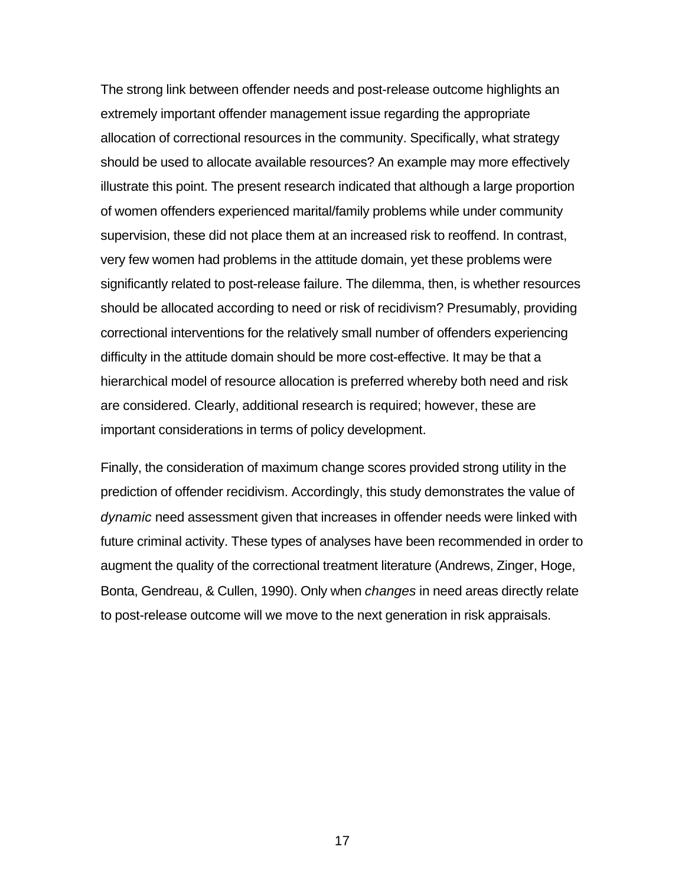The strong link between offender needs and post-release outcome highlights an extremely important offender management issue regarding the appropriate allocation of correctional resources in the community. Specifically, what strategy should be used to allocate available resources? An example may more effectively illustrate this point. The present research indicated that although a large proportion of women offenders experienced marital/family problems while under community supervision, these did not place them at an increased risk to reoffend. In contrast, very few women had problems in the attitude domain, yet these problems were significantly related to post-release failure. The dilemma, then, is whether resources should be allocated according to need or risk of recidivism? Presumably, providing correctional interventions for the relatively small number of offenders experiencing difficulty in the attitude domain should be more cost-effective. It may be that a hierarchical model of resource allocation is preferred whereby both need and risk are considered. Clearly, additional research is required; however, these are important considerations in terms of policy development.

Finally, the consideration of maximum change scores provided strong utility in the prediction of offender recidivism. Accordingly, this study demonstrates the value of *dynamic* need assessment given that increases in offender needs were linked with future criminal activity. These types of analyses have been recommended in order to augment the quality of the correctional treatment literature (Andrews, Zinger, Hoge, Bonta, Gendreau, & Cullen, 1990). Only when *changes* in need areas directly relate to post-release outcome will we move to the next generation in risk appraisals.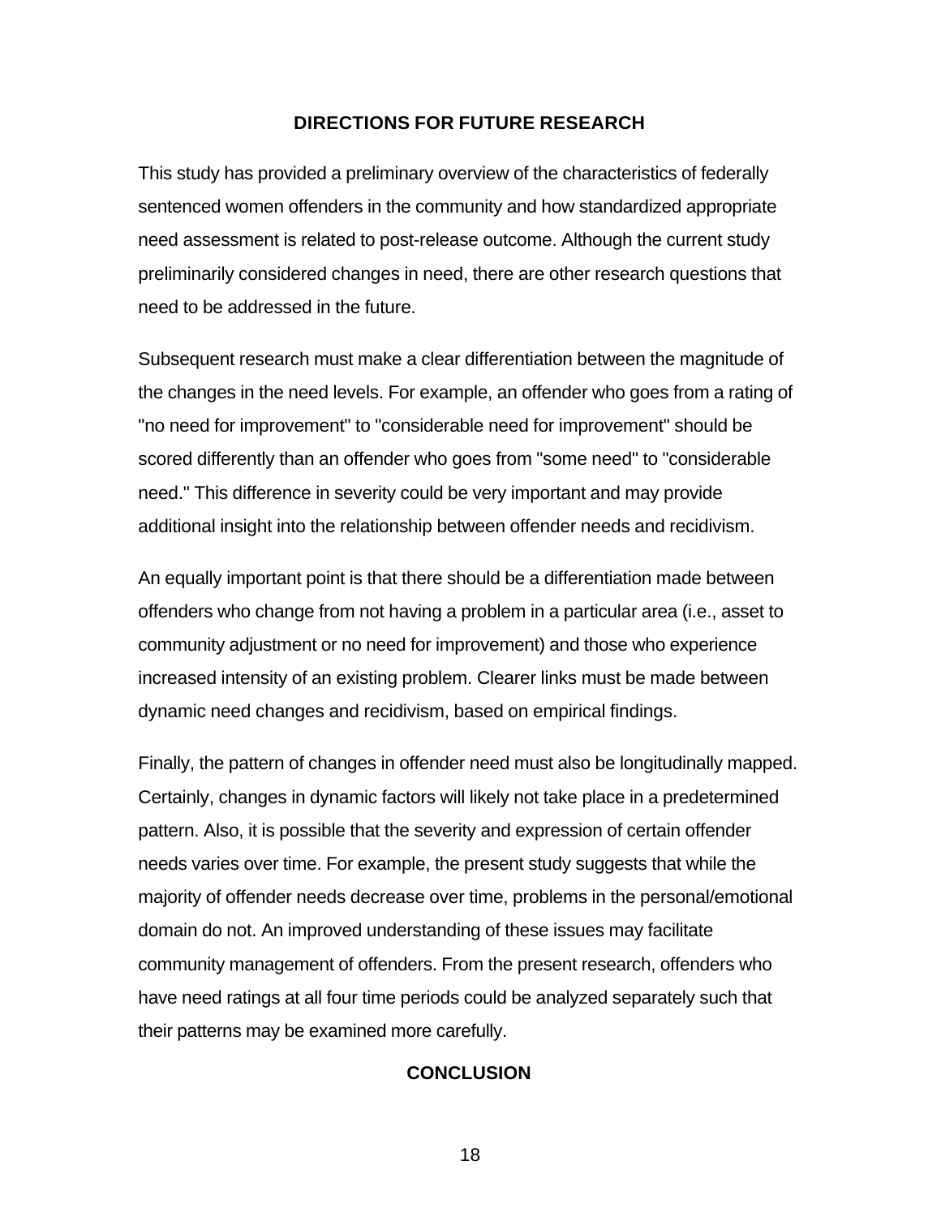## DIRECTIONS FOR FUTURE RESEARCH

This study has provided a preliminary overview of the characteristics of federally sentenced women offenders in the community and how standardized appropriate need assessment is related to post-release outcome. Although the current study preliminarily considered changes in need, there are other research questions that need to be addressed in the future.

Subsequent research must make a clear differentiation between the magnitude of the changes in the need levels. For example, an offender who goes from a rating of "no need for improvement" to "considerable need for improvement" should be scored differently than an offender who goes from "some need" to "considerable need." This difference in severity could be very important and may provide additional insight into the relationship between offender needs and recidivism.

An equally important point is that there should be a differentiation made between offenders who change from not having a problem in a particular area (i.e., asset to community adjustment or no need for improvement) and those who experience increased intensity of an existing problem. Clearer links must be made between dynamic need changes and recidivism, based on empirical findings.

Finally, the pattern of changes in offender need must also be longitudinally mapped. Certainly, changes in dynamic factors will likely not take place in a predetermined pattern. Also, it is possible that the severity and expression of certain offender needs varies over time. For example, the present study suggests that while the majority of offender needs decrease over time, problems in the personal/emotional domain do not. An improved understanding of these issues may facilitate community management of offenders. From the present research, offenders who have need ratings at all four time periods could be analyzed separately such that their patterns may be examined more carefully.

## CONCLUSION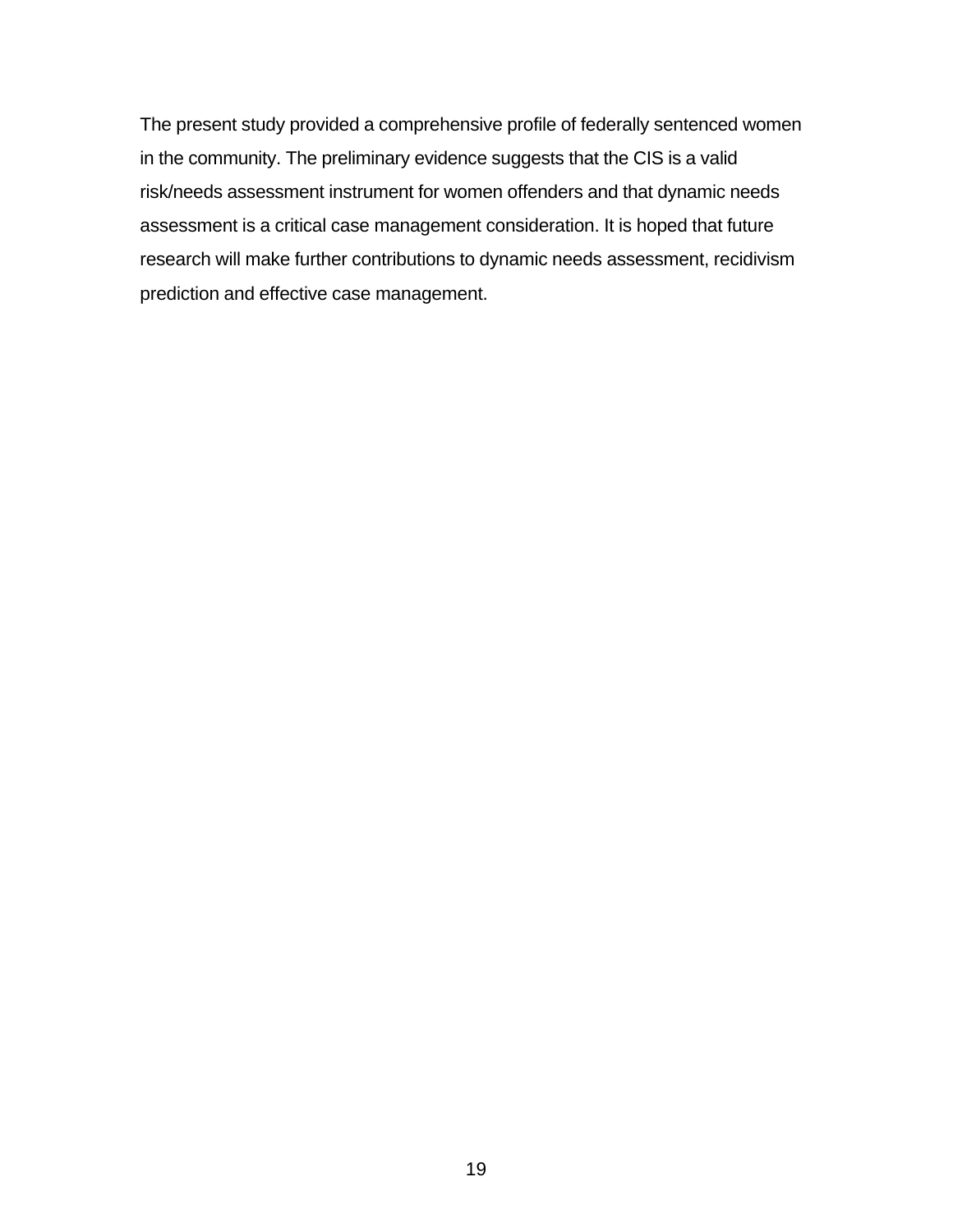The present study provided a comprehensive profile of federally sentenced women in the community. The preliminary evidence suggests that the CIS is a valid risk/needs assessment instrument for women offenders and that dynamic needs assessment is a critical case management consideration. It is hoped that future research will make further contributions to dynamic needs assessment, recidivism prediction and effective case management.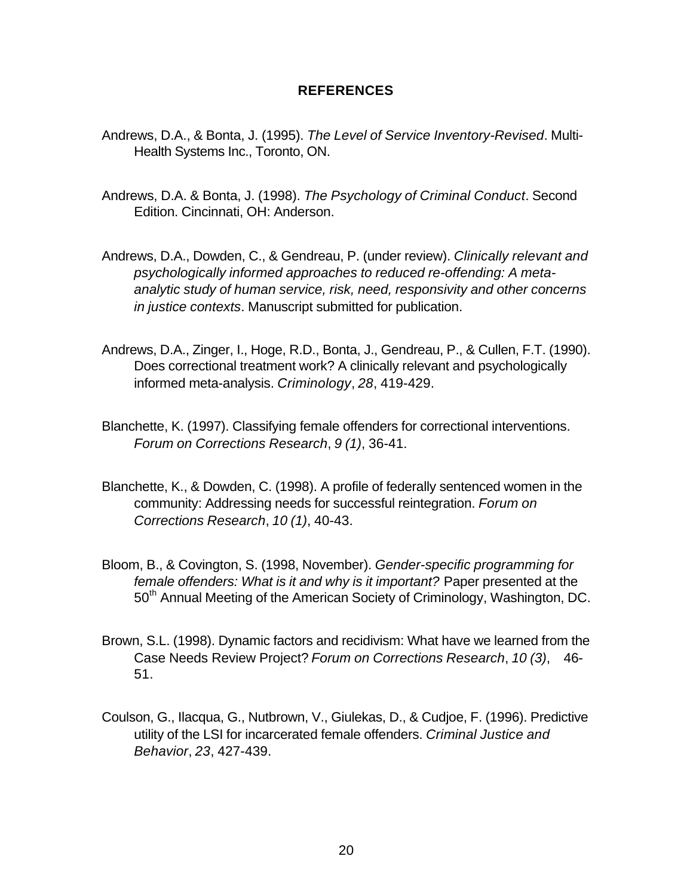## REFERENCES

Andrews, D.A., & Bonta, J. (1995). *The Level of Service Inventory-Revised*. Multi-Health Systems Inc., Toronto, ON.

Andrews, D.A. & Bonta, J. (1998). *The Psychology of Criminal Conduct*. Second Edition. Cincinnati, OH: Anderson.

Andrews, D.A., Dowden, C., & Gendreau, P. (under review). *Clinically relevant and psychologically informed approaches to reduced re-offending: A meta-analytic study of human service, risk, need, responsivity and other concerns in justice contexts*. Manuscript submitted for publication.

Andrews, D.A., Zinger, I., Hoge, R.D., Bonta, J., Gendreau, P., & Cullen, F.T. (1990). Does correctional treatment work? A clinically relevant and psychologically informed meta-analysis. *Criminology*, *28*, 419-429.

Blanchette, K. (1997). Classifying female offenders for correctional interventions. *Forum on Corrections Research*, *9 (1)*, 36-41.

Blanchette, K., & Dowden, C. (1998). A profile of federally sentenced women in the community: Addressing needs for successful reintegration. *Forum on Corrections Research*, *10 (1)*, 40-43.

Bloom, B., & Covington, S. (1998, November). *Gender-specific programming for female offenders: What is it and why is it important?* Paper presented at the 50th Annual Meeting of the American Society of Criminology, Washington, DC.

Brown, S.L. (1998). Dynamic factors and recidivism: What have we learned from the Case Needs Review Project? *Forum on Corrections Research*, *10 (3)*, 46-51.

Coulson, G., Ilacqua, G., Nutbrown, V., Giulekas, D., & Cudjoe, F. (1996). Predictive utility of the LSI for incarcerated female offenders. *Criminal Justice and Behavior*, *23*, 427-439.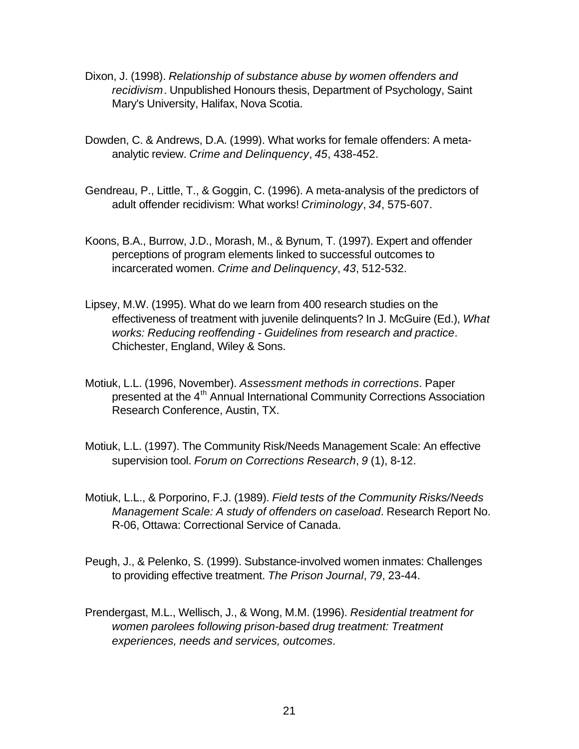Dixon, J. (1998). *Relationship of substance abuse by women offenders and recidivism*. Unpublished Honours thesis, Department of Psychology, Saint Mary's University, Halifax, Nova Scotia.

Dowden, C. & Andrews, D.A. (1999). What works for female offenders: A meta-analytic review. *Crime and Delinquency*, *45*, 438-452.

Gendreau, P., Little, T., & Goggin, C. (1996). A meta-analysis of the predictors of adult offender recidivism: What works! *Criminology*, *34*, 575-607.

Koons, B.A., Burrow, J.D., Morash, M., & Bynum, T. (1997). Expert and offender perceptions of program elements linked to successful outcomes to incarcerated women. *Crime and Delinquency*, *43*, 512-532.

Lipsey, M.W. (1995). What do we learn from 400 research studies on the effectiveness of treatment with juvenile delinquents? In J. McGuire (Ed.), *What works: Reducing reoffending - Guidelines from research and practice*. Chichester, England, Wiley & Sons.

Motiuk, L.L. (1996, November). *Assessment methods in corrections*. Paper presented at the 4th Annual International Community Corrections Association Research Conference, Austin, TX.

Motiuk, L.L. (1997). The Community Risk/Needs Management Scale: An effective supervision tool. *Forum on Corrections Research*, *9* (1), 8-12.

Motiuk, L.L., & Porporino, F.J. (1989). *Field tests of the Community Risks/Needs Management Scale: A study of offenders on caseload*. Research Report No. R-06, Ottawa: Correctional Service of Canada.

Peugh, J., & Pelenko, S. (1999). Substance-involved women inmates: Challenges to providing effective treatment. *The Prison Journal*, *79*, 23-44.

Prendergast, M.L., Wellisch, J., & Wong, M.M. (1996). *Residential treatment for women parolees following prison-based drug treatment: Treatment experiences, needs and services, outcomes*.